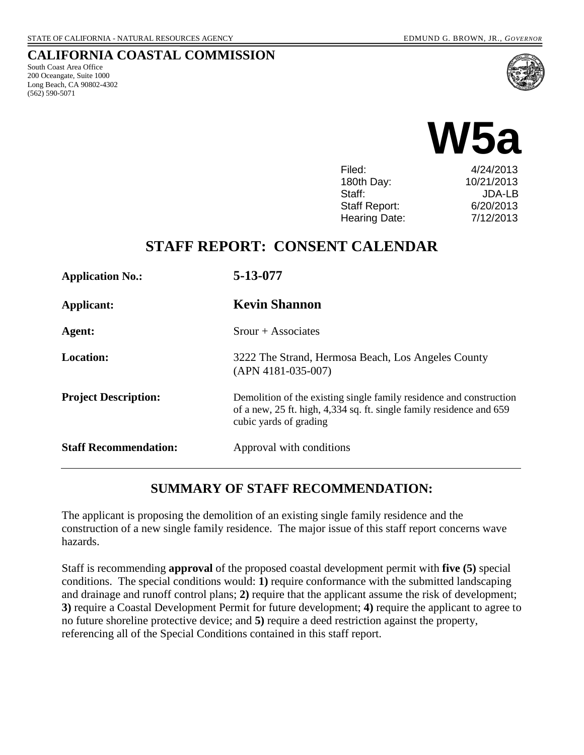STATE OF CALIFORNIA - NATURAL RESOURCES AGENCY EDMUND G. BROWN, JR., *GOVERNOR*

# CALIFORNIA COASTAL COMMISSION

South Coast Area Office
200 Oceangate, Suite 1000
Long Beach, CA 90802-4302
(562) 590-5071

# W5a

| | |
|---|---|
| Filed: | 4/24/2013 |
| 180th Day: | 10/21/2013 |
| Staff: | JDA-LB |
| Staff Report: | 6/20/2013 |
| Hearing Date: | 7/12/2013 |

## STAFF REPORT: CONSENT CALENDAR

| | |
|---|---|
| **Application No.:** | **5-13-077** |
| **Applicant:** | **Kevin Shannon** |
| **Agent:** | Srour + Associates |
| **Location:** | 3222 The Strand, Hermosa Beach, Los Angeles County (APN 4181-035-007) |
| **Project Description:** | Demolition of the existing single family residence and construction of a new, 25 ft. high, 4,334 sq. ft. single family residence and 659 cubic yards of grading |
| **Staff Recommendation:** | Approval with conditions |

---

## SUMMARY OF STAFF RECOMMENDATION:

The applicant is proposing the demolition of an existing single family residence and the construction of a new single family residence. The major issue of this staff report concerns wave hazards.

Staff is recommending **approval** of the proposed coastal development permit with **five (5)** special conditions. The special conditions would: **1)** require conformance with the submitted landscaping and drainage and runoff control plans; **2)** require that the applicant assume the risk of development; **3)** require a Coastal Development Permit for future development; **4)** require the applicant to agree to no future shoreline protective device; and **5)** require a deed restriction against the property, referencing all of the Special Conditions contained in this staff report.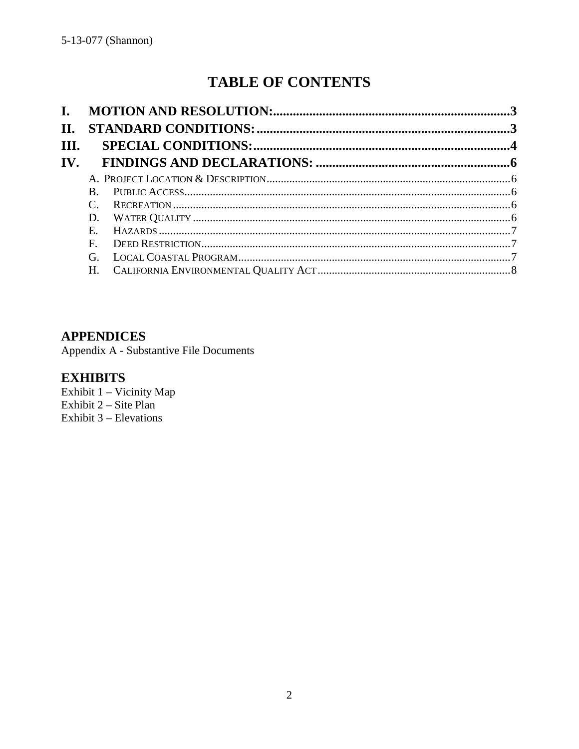# TABLE OF CONTENTS

**I. MOTION AND RESOLUTION: ........ 3**
**II. STANDARD CONDITIONS: ........ 3**
**III. SPECIAL CONDITIONS: ........ 4**
**IV. FINDINGS AND DECLARATIONS: ........ 6**

- A. PROJECT LOCATION & DESCRIPTION ........ 6
- B. PUBLIC ACCESS ........ 6
- C. RECREATION ........ 6
- D. WATER QUALITY ........ 6
- E. HAZARDS ........ 7
- F. DEED RESTRICTION ........ 7
- G. LOCAL COASTAL PROGRAM ........ 7
- H. CALIFORNIA ENVIRONMENTAL QUALITY ACT ........ 8

## APPENDICES

Appendix A - Substantive File Documents

## EXHIBITS

Exhibit 1 – Vicinity Map
Exhibit 2 – Site Plan
Exhibit 3 – Elevations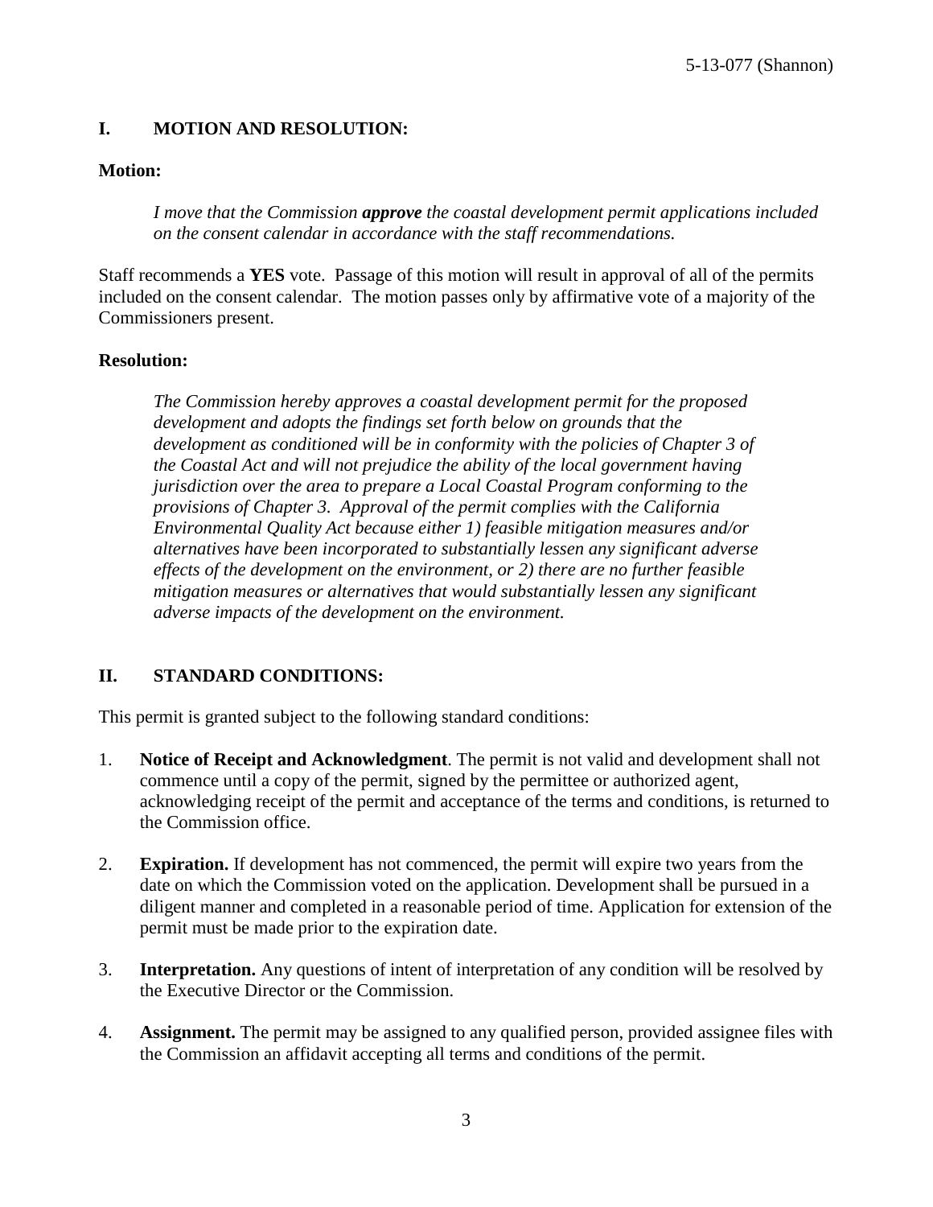## I. MOTION AND RESOLUTION:

### Motion:

> *I move that the Commission **approve** the coastal development permit applications included on the consent calendar in accordance with the staff recommendations.*

Staff recommends a **YES** vote. Passage of this motion will result in approval of all of the permits included on the consent calendar. The motion passes only by affirmative vote of a majority of the Commissioners present.

### Resolution:

> *The Commission hereby approves a coastal development permit for the proposed development and adopts the findings set forth below on grounds that the development as conditioned will be in conformity with the policies of Chapter 3 of the Coastal Act and will not prejudice the ability of the local government having jurisdiction over the area to prepare a Local Coastal Program conforming to the provisions of Chapter 3. Approval of the permit complies with the California Environmental Quality Act because either 1) feasible mitigation measures and/or alternatives have been incorporated to substantially lessen any significant adverse effects of the development on the environment, or 2) there are no further feasible mitigation measures or alternatives that would substantially lessen any significant adverse impacts of the development on the environment.*

## II. STANDARD CONDITIONS:

This permit is granted subject to the following standard conditions:

1. **Notice of Receipt and Acknowledgment**. The permit is not valid and development shall not commence until a copy of the permit, signed by the permittee or authorized agent, acknowledging receipt of the permit and acceptance of the terms and conditions, is returned to the Commission office.

2. **Expiration.** If development has not commenced, the permit will expire two years from the date on which the Commission voted on the application. Development shall be pursued in a diligent manner and completed in a reasonable period of time. Application for extension of the permit must be made prior to the expiration date.

3. **Interpretation.** Any questions of intent of interpretation of any condition will be resolved by the Executive Director or the Commission.

4. **Assignment.** The permit may be assigned to any qualified person, provided assignee files with the Commission an affidavit accepting all terms and conditions of the permit.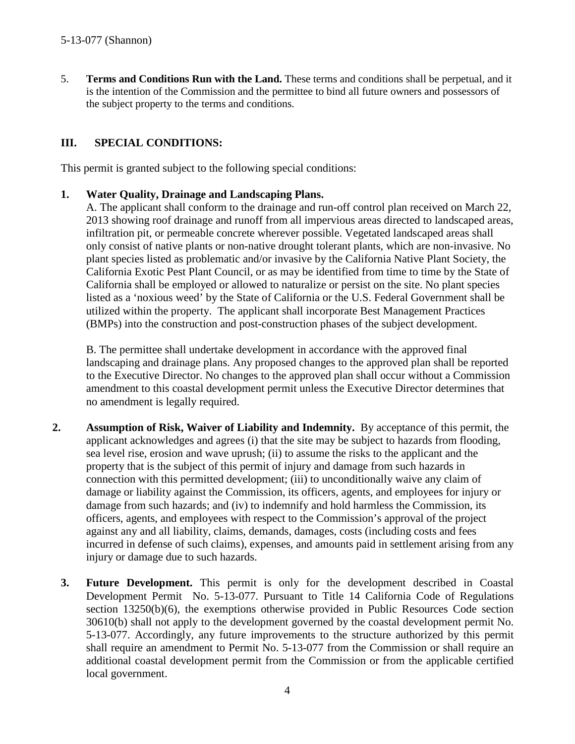5. **Terms and Conditions Run with the Land.** These terms and conditions shall be perpetual, and it is the intention of the Commission and the permittee to bind all future owners and possessors of the subject property to the terms and conditions.

## III. SPECIAL CONDITIONS:

This permit is granted subject to the following special conditions:

1. **Water Quality, Drainage and Landscaping Plans.**

   A. The applicant shall conform to the drainage and run-off control plan received on March 22, 2013 showing roof drainage and runoff from all impervious areas directed to landscaped areas, infiltration pit, or permeable concrete wherever possible. Vegetated landscaped areas shall only consist of native plants or non-native drought tolerant plants, which are non-invasive. No plant species listed as problematic and/or invasive by the California Native Plant Society, the California Exotic Pest Plant Council, or as may be identified from time to time by the State of California shall be employed or allowed to naturalize or persist on the site. No plant species listed as a 'noxious weed' by the State of California or the U.S. Federal Government shall be utilized within the property. The applicant shall incorporate Best Management Practices (BMPs) into the construction and post-construction phases of the subject development.

   B. The permittee shall undertake development in accordance with the approved final landscaping and drainage plans. Any proposed changes to the approved plan shall be reported to the Executive Director. No changes to the approved plan shall occur without a Commission amendment to this coastal development permit unless the Executive Director determines that no amendment is legally required.

2. **Assumption of Risk, Waiver of Liability and Indemnity.** By acceptance of this permit, the applicant acknowledges and agrees (i) that the site may be subject to hazards from flooding, sea level rise, erosion and wave uprush; (ii) to assume the risks to the applicant and the property that is the subject of this permit of injury and damage from such hazards in connection with this permitted development; (iii) to unconditionally waive any claim of damage or liability against the Commission, its officers, agents, and employees for injury or damage from such hazards; and (iv) to indemnify and hold harmless the Commission, its officers, agents, and employees with respect to the Commission's approval of the project against any and all liability, claims, demands, damages, costs (including costs and fees incurred in defense of such claims), expenses, and amounts paid in settlement arising from any injury or damage due to such hazards.

3. **Future Development.** This permit is only for the development described in Coastal Development Permit No. 5-13-077. Pursuant to Title 14 California Code of Regulations section 13250(b)(6), the exemptions otherwise provided in Public Resources Code section 30610(b) shall not apply to the development governed by the coastal development permit No. 5-13-077. Accordingly, any future improvements to the structure authorized by this permit shall require an amendment to Permit No. 5-13-077 from the Commission or shall require an additional coastal development permit from the Commission or from the applicable certified local government.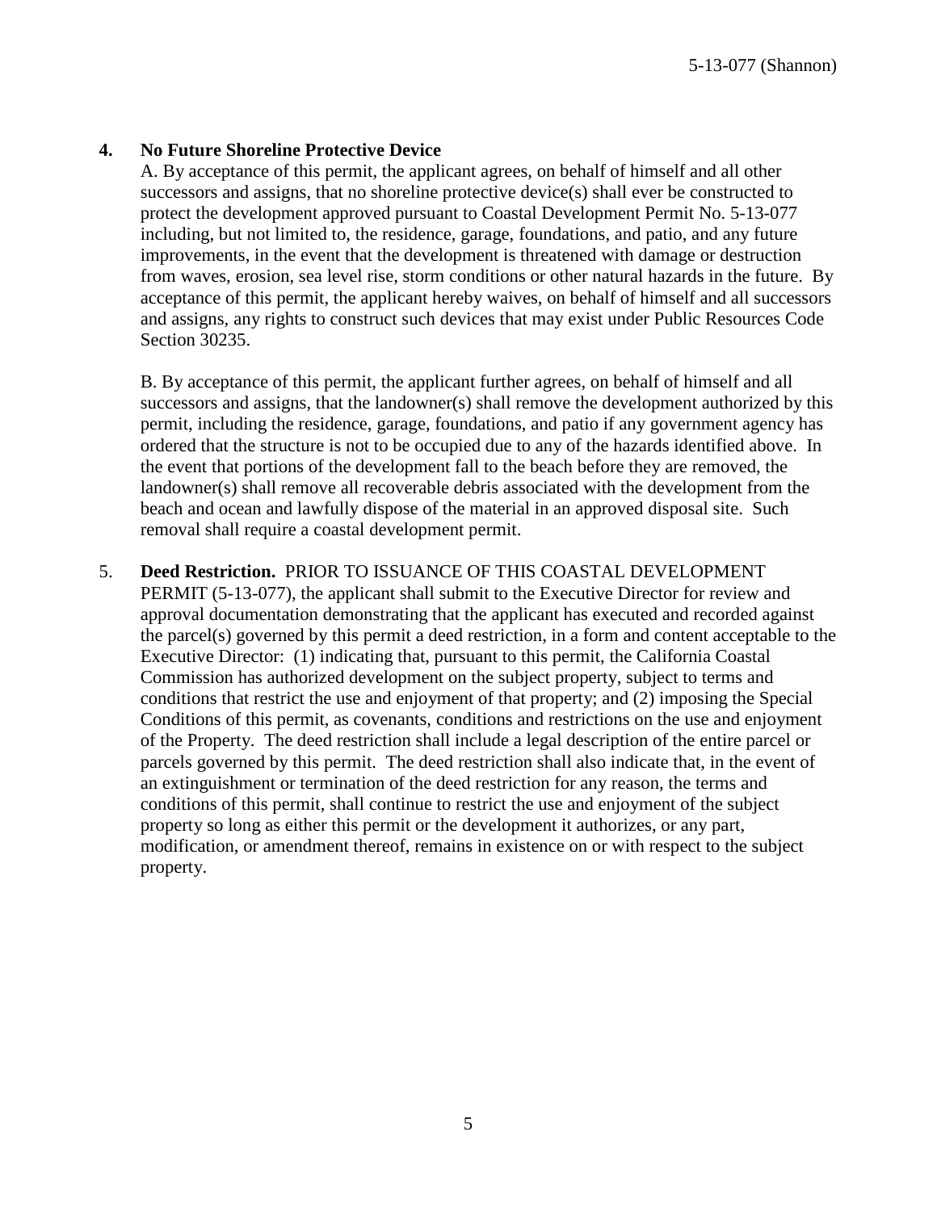4. **No Future Shoreline Protective Device**

   A. By acceptance of this permit, the applicant agrees, on behalf of himself and all other successors and assigns, that no shoreline protective device(s) shall ever be constructed to protect the development approved pursuant to Coastal Development Permit No. 5-13-077 including, but not limited to, the residence, garage, foundations, and patio, and any future improvements, in the event that the development is threatened with damage or destruction from waves, erosion, sea level rise, storm conditions or other natural hazards in the future. By acceptance of this permit, the applicant hereby waives, on behalf of himself and all successors and assigns, any rights to construct such devices that may exist under Public Resources Code Section 30235.

   B. By acceptance of this permit, the applicant further agrees, on behalf of himself and all successors and assigns, that the landowner(s) shall remove the development authorized by this permit, including the residence, garage, foundations, and patio if any government agency has ordered that the structure is not to be occupied due to any of the hazards identified above. In the event that portions of the development fall to the beach before they are removed, the landowner(s) shall remove all recoverable debris associated with the development from the beach and ocean and lawfully dispose of the material in an approved disposal site. Such removal shall require a coastal development permit.

5. **Deed Restriction.** PRIOR TO ISSUANCE OF THIS COASTAL DEVELOPMENT PERMIT (5-13-077), the applicant shall submit to the Executive Director for review and approval documentation demonstrating that the applicant has executed and recorded against the parcel(s) governed by this permit a deed restriction, in a form and content acceptable to the Executive Director: (1) indicating that, pursuant to this permit, the California Coastal Commission has authorized development on the subject property, subject to terms and conditions that restrict the use and enjoyment of that property; and (2) imposing the Special Conditions of this permit, as covenants, conditions and restrictions on the use and enjoyment of the Property. The deed restriction shall include a legal description of the entire parcel or parcels governed by this permit. The deed restriction shall also indicate that, in the event of an extinguishment or termination of the deed restriction for any reason, the terms and conditions of this permit, shall continue to restrict the use and enjoyment of the subject property so long as either this permit or the development it authorizes, or any part, modification, or amendment thereof, remains in existence on or with respect to the subject property.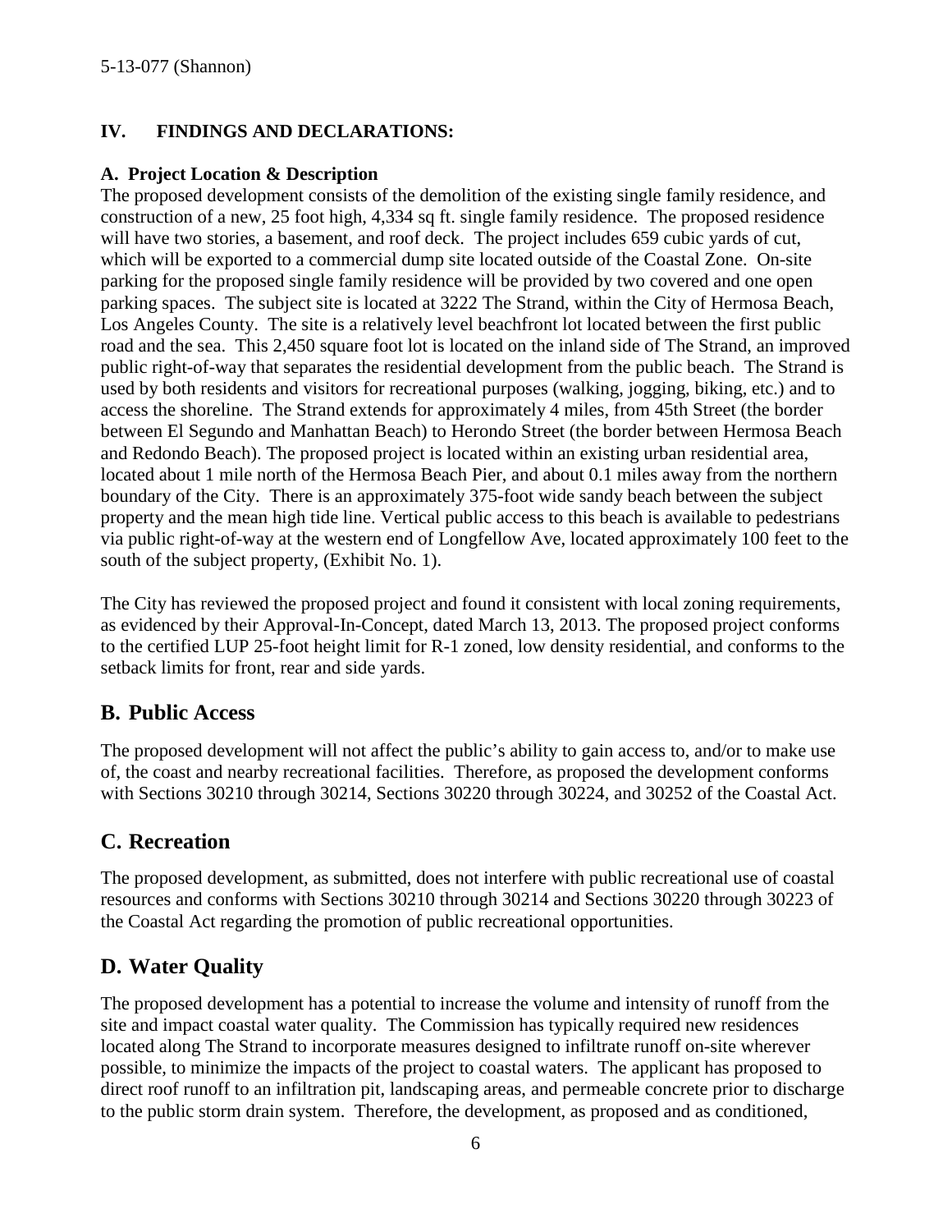## IV. FINDINGS AND DECLARATIONS:

### A. Project Location & Description

The proposed development consists of the demolition of the existing single family residence, and construction of a new, 25 foot high, 4,334 sq ft. single family residence. The proposed residence will have two stories, a basement, and roof deck. The project includes 659 cubic yards of cut, which will be exported to a commercial dump site located outside of the Coastal Zone. On-site parking for the proposed single family residence will be provided by two covered and one open parking spaces. The subject site is located at 3222 The Strand, within the City of Hermosa Beach, Los Angeles County. The site is a relatively level beachfront lot located between the first public road and the sea. This 2,450 square foot lot is located on the inland side of The Strand, an improved public right-of-way that separates the residential development from the public beach. The Strand is used by both residents and visitors for recreational purposes (walking, jogging, biking, etc.) and to access the shoreline. The Strand extends for approximately 4 miles, from 45th Street (the border between El Segundo and Manhattan Beach) to Herondo Street (the border between Hermosa Beach and Redondo Beach). The proposed project is located within an existing urban residential area, located about 1 mile north of the Hermosa Beach Pier, and about 0.1 miles away from the northern boundary of the City. There is an approximately 375-foot wide sandy beach between the subject property and the mean high tide line. Vertical public access to this beach is available to pedestrians via public right-of-way at the western end of Longfellow Ave, located approximately 100 feet to the south of the subject property, (Exhibit No. 1).

The City has reviewed the proposed project and found it consistent with local zoning requirements, as evidenced by their Approval-In-Concept, dated March 13, 2013. The proposed project conforms to the certified LUP 25-foot height limit for R-1 zoned, low density residential, and conforms to the setback limits for front, rear and side yards.

## B. Public Access

The proposed development will not affect the public's ability to gain access to, and/or to make use of, the coast and nearby recreational facilities. Therefore, as proposed the development conforms with Sections 30210 through 30214, Sections 30220 through 30224, and 30252 of the Coastal Act.

## C. Recreation

The proposed development, as submitted, does not interfere with public recreational use of coastal resources and conforms with Sections 30210 through 30214 and Sections 30220 through 30223 of the Coastal Act regarding the promotion of public recreational opportunities.

## D. Water Quality

The proposed development has a potential to increase the volume and intensity of runoff from the site and impact coastal water quality. The Commission has typically required new residences located along The Strand to incorporate measures designed to infiltrate runoff on-site wherever possible, to minimize the impacts of the project to coastal waters. The applicant has proposed to direct roof runoff to an infiltration pit, landscaping areas, and permeable concrete prior to discharge to the public storm drain system. Therefore, the development, as proposed and as conditioned,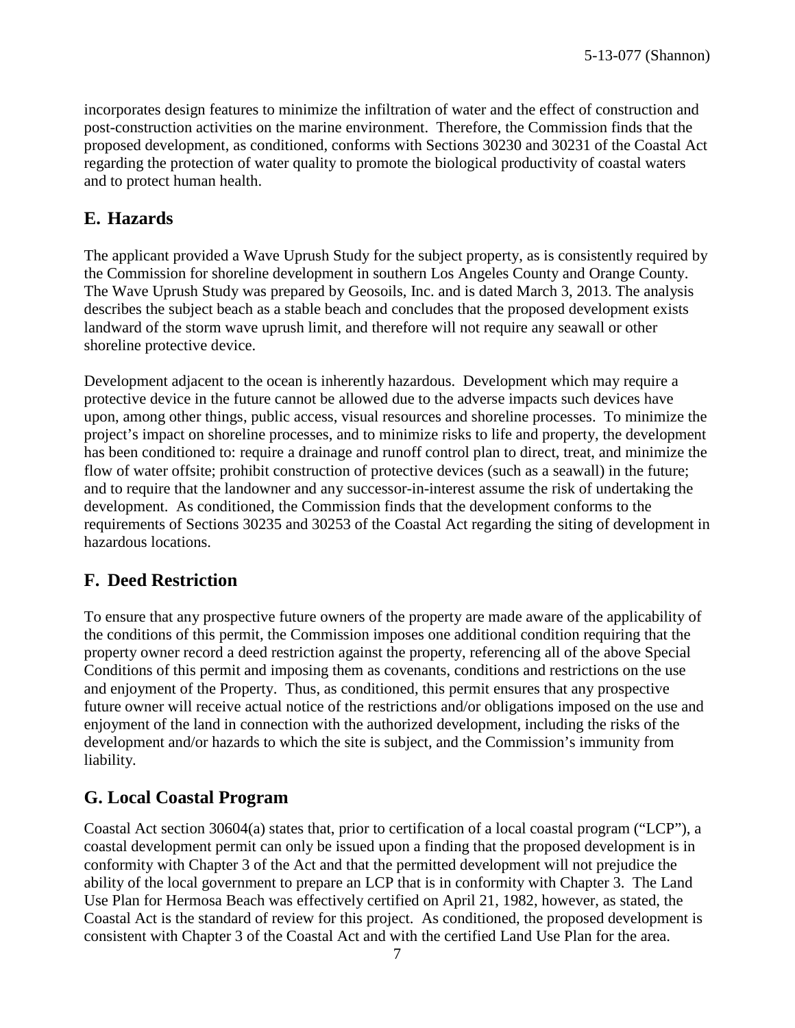incorporates design features to minimize the infiltration of water and the effect of construction and post-construction activities on the marine environment. Therefore, the Commission finds that the proposed development, as conditioned, conforms with Sections 30230 and 30231 of the Coastal Act regarding the protection of water quality to promote the biological productivity of coastal waters and to protect human health.

## E. Hazards

The applicant provided a Wave Uprush Study for the subject property, as is consistently required by the Commission for shoreline development in southern Los Angeles County and Orange County. The Wave Uprush Study was prepared by Geosoils, Inc. and is dated March 3, 2013. The analysis describes the subject beach as a stable beach and concludes that the proposed development exists landward of the storm wave uprush limit, and therefore will not require any seawall or other shoreline protective device.

Development adjacent to the ocean is inherently hazardous. Development which may require a protective device in the future cannot be allowed due to the adverse impacts such devices have upon, among other things, public access, visual resources and shoreline processes. To minimize the project's impact on shoreline processes, and to minimize risks to life and property, the development has been conditioned to: require a drainage and runoff control plan to direct, treat, and minimize the flow of water offsite; prohibit construction of protective devices (such as a seawall) in the future; and to require that the landowner and any successor-in-interest assume the risk of undertaking the development. As conditioned, the Commission finds that the development conforms to the requirements of Sections 30235 and 30253 of the Coastal Act regarding the siting of development in hazardous locations.

## F. Deed Restriction

To ensure that any prospective future owners of the property are made aware of the applicability of the conditions of this permit, the Commission imposes one additional condition requiring that the property owner record a deed restriction against the property, referencing all of the above Special Conditions of this permit and imposing them as covenants, conditions and restrictions on the use and enjoyment of the Property. Thus, as conditioned, this permit ensures that any prospective future owner will receive actual notice of the restrictions and/or obligations imposed on the use and enjoyment of the land in connection with the authorized development, including the risks of the development and/or hazards to which the site is subject, and the Commission's immunity from liability.

## G. Local Coastal Program

Coastal Act section 30604(a) states that, prior to certification of a local coastal program ("LCP"), a coastal development permit can only be issued upon a finding that the proposed development is in conformity with Chapter 3 of the Act and that the permitted development will not prejudice the ability of the local government to prepare an LCP that is in conformity with Chapter 3. The Land Use Plan for Hermosa Beach was effectively certified on April 21, 1982, however, as stated, the Coastal Act is the standard of review for this project. As conditioned, the proposed development is consistent with Chapter 3 of the Coastal Act and with the certified Land Use Plan for the area.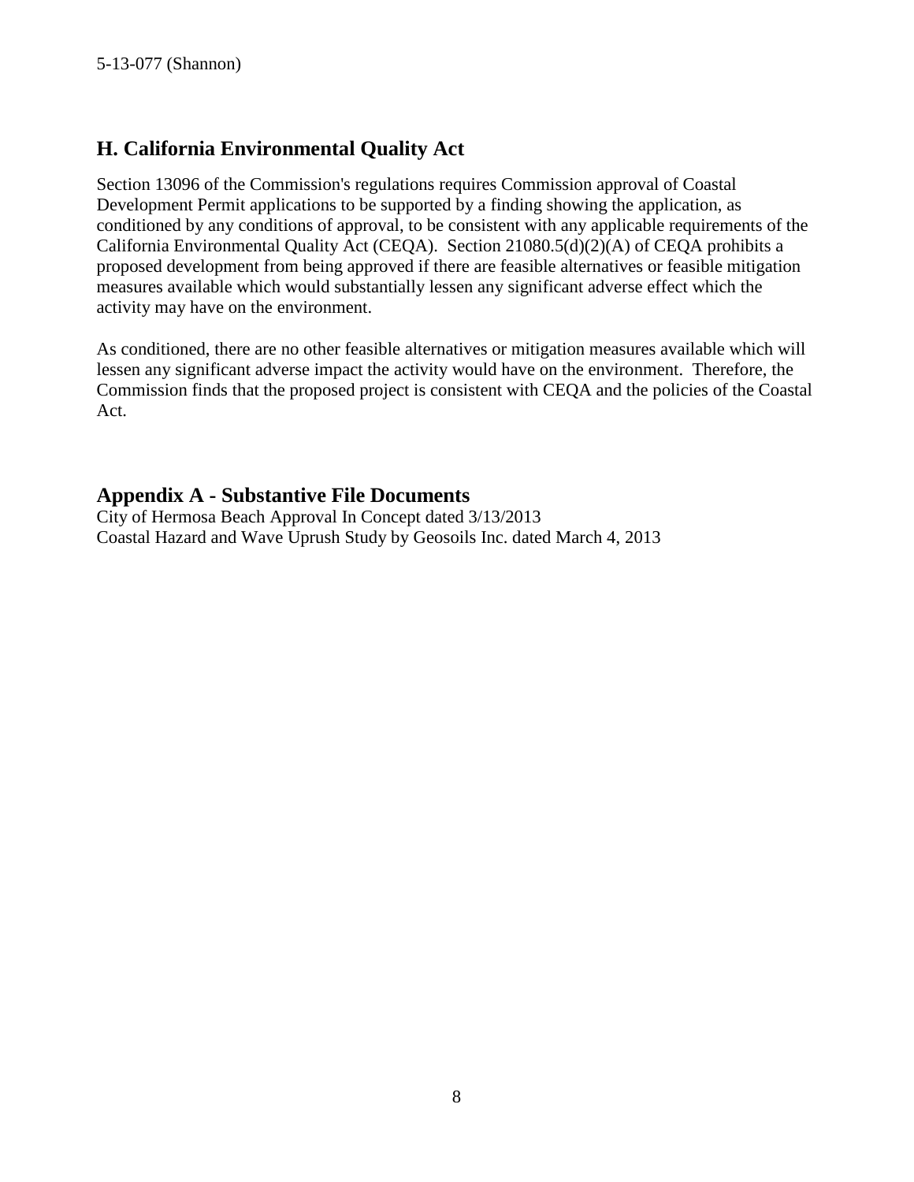## H. California Environmental Quality Act

Section 13096 of the Commission's regulations requires Commission approval of Coastal Development Permit applications to be supported by a finding showing the application, as conditioned by any conditions of approval, to be consistent with any applicable requirements of the California Environmental Quality Act (CEQA). Section 21080.5(d)(2)(A) of CEQA prohibits a proposed development from being approved if there are feasible alternatives or feasible mitigation measures available which would substantially lessen any significant adverse effect which the activity may have on the environment.

As conditioned, there are no other feasible alternatives or mitigation measures available which will lessen any significant adverse impact the activity would have on the environment. Therefore, the Commission finds that the proposed project is consistent with CEQA and the policies of the Coastal Act.

## Appendix A - Substantive File Documents

City of Hermosa Beach Approval In Concept dated 3/13/2013
Coastal Hazard and Wave Uprush Study by Geosoils Inc. dated March 4, 2013